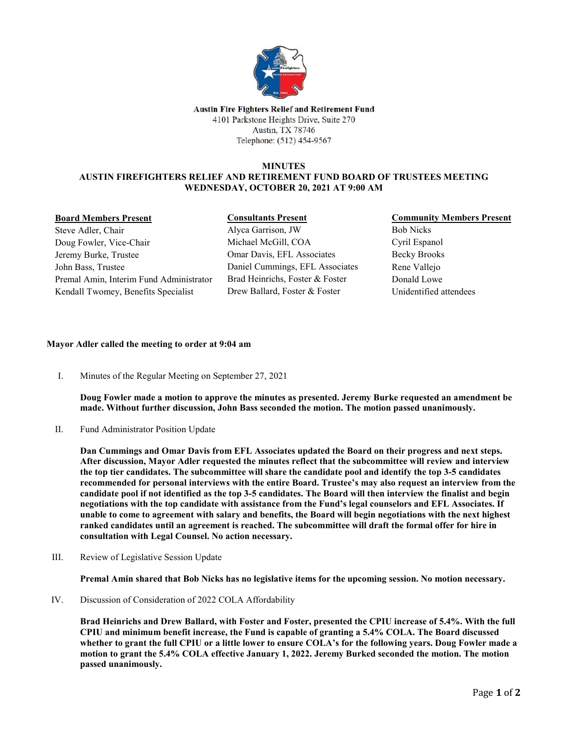**Austin Fire Fighters Relief and Retirement Fund**
4101 Parkstone Heights Drive, Suite 270
Austin, TX 78746
Telephone: (512) 454-9567

# MINUTES
## AUSTIN FIREFIGHTERS RELIEF AND RETIREMENT FUND BOARD OF TRUSTEES MEETING
### WEDNESDAY, OCTOBER 20, 2021 AT 9:00 AM

| Board Members Present | Consultants Present | Community Members Present |
|---|---|---|
| Steve Adler, Chair | Alyca Garrison, JW | Bob Nicks |
| Doug Fowler, Vice-Chair | Michael McGill, COA | Cyril Espanol |
| Jeremy Burke, Trustee | Omar Davis, EFL Associates | Becky Brooks |
| John Bass, Trustee | Daniel Cummings, EFL Associates | Rene Vallejo |
| Premal Amin, Interim Fund Administrator | Brad Heinrichs, Foster & Foster | Donald Lowe |
| Kendall Twomey, Benefits Specialist | Drew Ballard, Foster & Foster | Unidentified attendees |

**Mayor Adler called the meeting to order at 9:04 am**

I. Minutes of the Regular Meeting on September 27, 2021

**Doug Fowler made a motion to approve the minutes as presented. Jeremy Burke requested an amendment be made. Without further discussion, John Bass seconded the motion. The motion passed unanimously.**

II. Fund Administrator Position Update

**Dan Cummings and Omar Davis from EFL Associates updated the Board on their progress and next steps. After discussion, Mayor Adler requested the minutes reflect that the subcommittee will review and interview the top tier candidates. The subcommittee will share the candidate pool and identify the top 3-5 candidates recommended for personal interviews with the entire Board. Trustee's may also request an interview from the candidate pool if not identified as the top 3-5 candidates. The Board will then interview the finalist and begin negotiations with the top candidate with assistance from the Fund's legal counselors and EFL Associates. If unable to come to agreement with salary and benefits, the Board will begin negotiations with the next highest ranked candidates until an agreement is reached. The subcommittee will draft the formal offer for hire in consultation with Legal Counsel. No action necessary.**

III. Review of Legislative Session Update

**Premal Amin shared that Bob Nicks has no legislative items for the upcoming session. No motion necessary.**

IV. Discussion of Consideration of 2022 COLA Affordability

**Brad Heinrichs and Drew Ballard, with Foster and Foster, presented the CPIU increase of 5.4%. With the full CPIU and minimum benefit increase, the Fund is capable of granting a 5.4% COLA. The Board discussed whether to grant the full CPIU or a little lower to ensure COLA's for the following years. Doug Fowler made a motion to grant the 5.4% COLA effective January 1, 2022. Jeremy Burked seconded the motion. The motion passed unanimously.**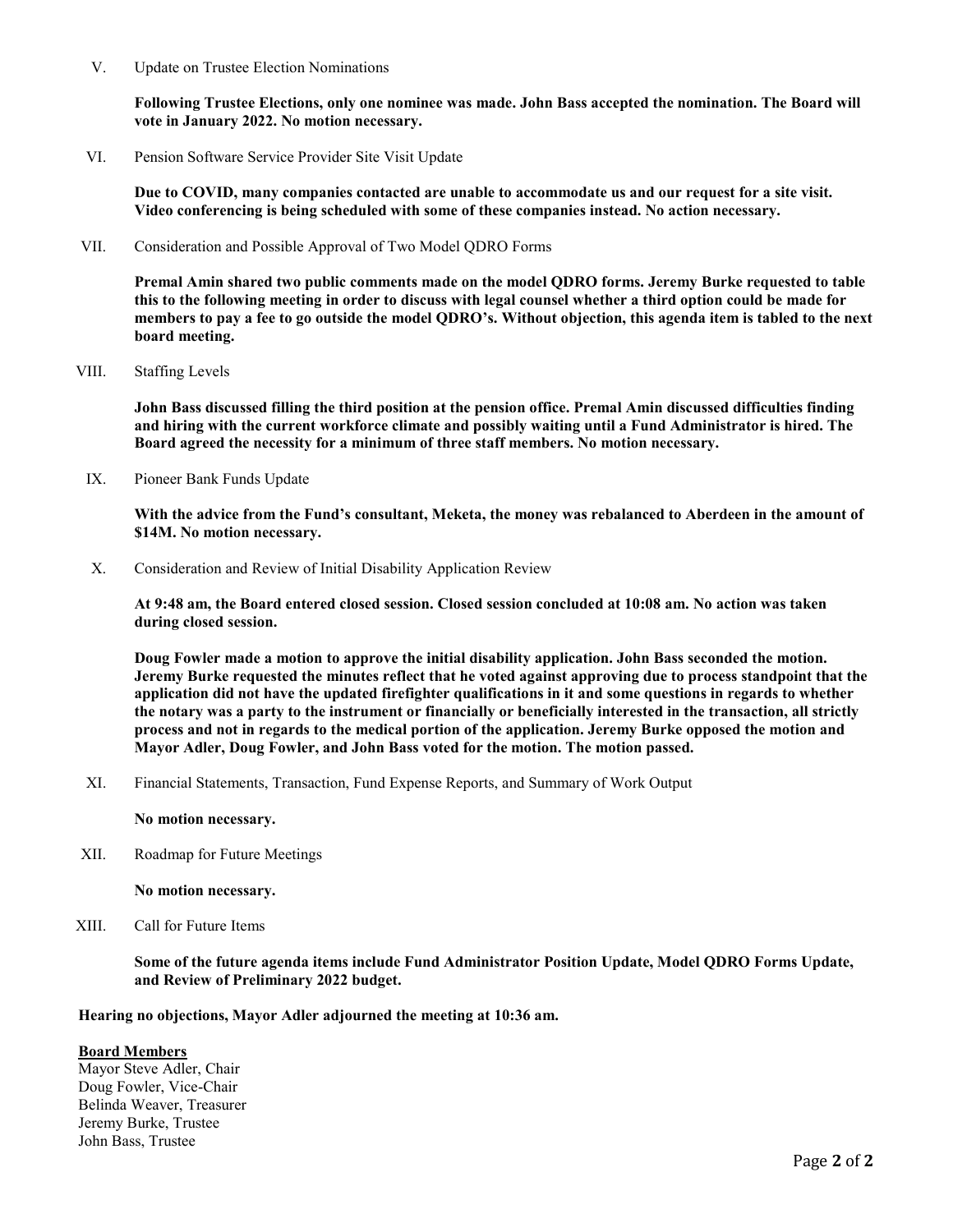V. Update on Trustee Election Nominations

**Following Trustee Elections, only one nominee was made. John Bass accepted the nomination. The Board will vote in January 2022. No motion necessary.**

VI. Pension Software Service Provider Site Visit Update

**Due to COVID, many companies contacted are unable to accommodate us and our request for a site visit. Video conferencing is being scheduled with some of these companies instead. No action necessary.**

VII. Consideration and Possible Approval of Two Model QDRO Forms

**Premal Amin shared two public comments made on the model QDRO forms. Jeremy Burke requested to table this to the following meeting in order to discuss with legal counsel whether a third option could be made for members to pay a fee to go outside the model QDRO's. Without objection, this agenda item is tabled to the next board meeting.**

VIII. Staffing Levels

**John Bass discussed filling the third position at the pension office. Premal Amin discussed difficulties finding and hiring with the current workforce climate and possibly waiting until a Fund Administrator is hired. The Board agreed the necessity for a minimum of three staff members. No motion necessary.**

IX. Pioneer Bank Funds Update

**With the advice from the Fund's consultant, Meketa, the money was rebalanced to Aberdeen in the amount of $14M. No motion necessary.**

X. Consideration and Review of Initial Disability Application Review

**At 9:48 am, the Board entered closed session. Closed session concluded at 10:08 am. No action was taken during closed session.**

**Doug Fowler made a motion to approve the initial disability application. John Bass seconded the motion. Jeremy Burke requested the minutes reflect that he voted against approving due to process standpoint that the application did not have the updated firefighter qualifications in it and some questions in regards to whether the notary was a party to the instrument or financially or beneficially interested in the transaction, all strictly process and not in regards to the medical portion of the application. Jeremy Burke opposed the motion and Mayor Adler, Doug Fowler, and John Bass voted for the motion. The motion passed.**

XI. Financial Statements, Transaction, Fund Expense Reports, and Summary of Work Output

**No motion necessary.**

XII. Roadmap for Future Meetings

**No motion necessary.**

XIII. Call for Future Items

**Some of the future agenda items include Fund Administrator Position Update, Model QDRO Forms Update, and Review of Preliminary 2022 budget.**

**Hearing no objections, Mayor Adler adjourned the meeting at 10:36 am.**

**<u>Board Members</u>**
Mayor Steve Adler, Chair
Doug Fowler, Vice-Chair
Belinda Weaver, Treasurer
Jeremy Burke, Trustee
John Bass, Trustee